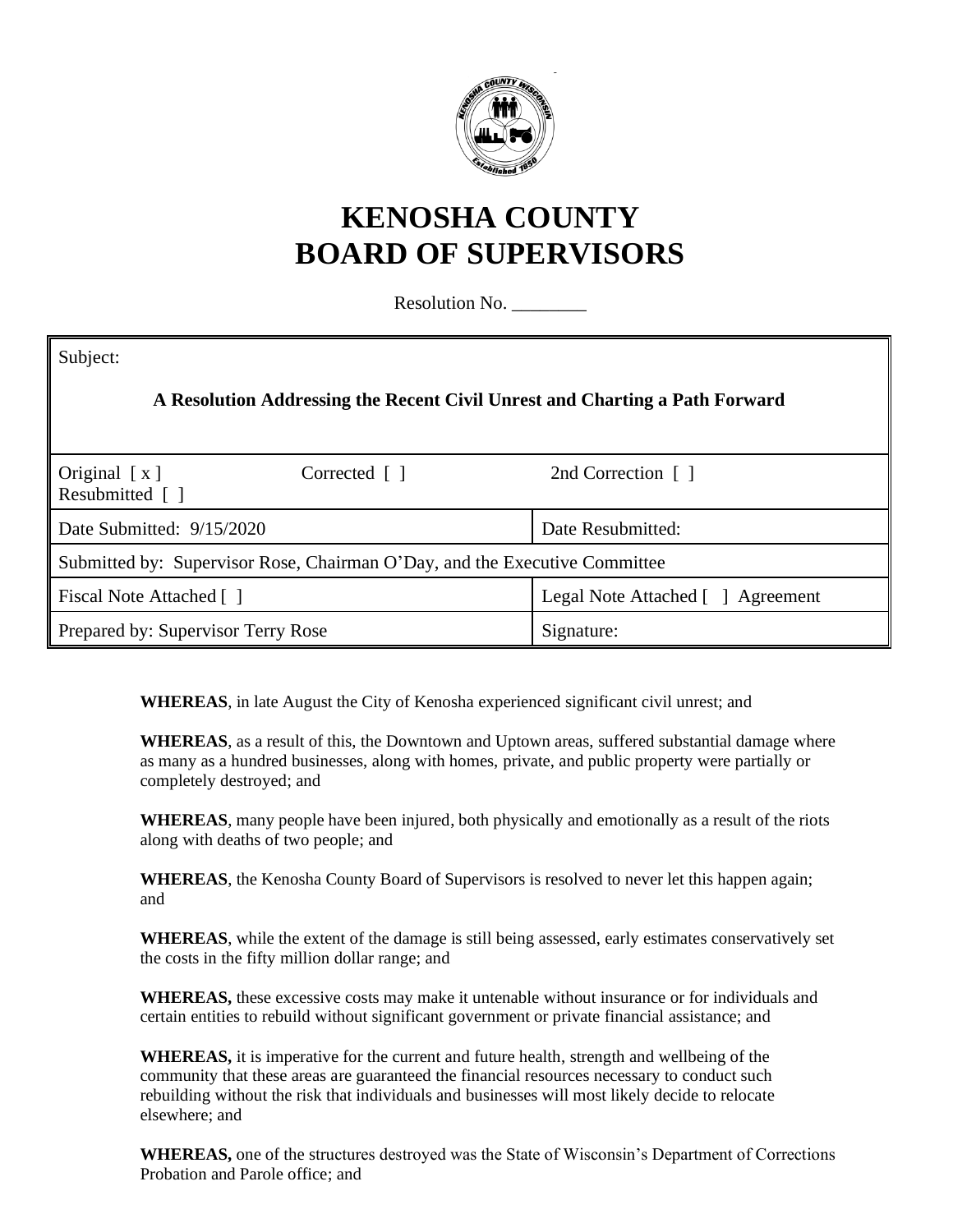# KENOSHA COUNTY
# BOARD OF SUPERVISORS

Resolution No. ________

| Subject: **A Resolution Addressing the Recent Civil Unrest and Charting a Path Forward** | | |
|---|---|---|
| Original [ x ] Resubmitted [ ] | Corrected [ ] | 2nd Correction [ ] |
| Date Submitted: 9/15/2020 | | Date Resubmitted: |
| Submitted by: Supervisor Rose, Chairman O'Day, and the Executive Committee | | |
| Fiscal Note Attached [ ] | | Legal Note Attached [ ] Agreement |
| Prepared by: Supervisor Terry Rose | | Signature: |

**WHEREAS**, in late August the City of Kenosha experienced significant civil unrest; and

**WHEREAS**, as a result of this, the Downtown and Uptown areas, suffered substantial damage where as many as a hundred businesses, along with homes, private, and public property were partially or completely destroyed; and

**WHEREAS**, many people have been injured, both physically and emotionally as a result of the riots along with deaths of two people; and

**WHEREAS**, the Kenosha County Board of Supervisors is resolved to never let this happen again; and

**WHEREAS**, while the extent of the damage is still being assessed, early estimates conservatively set the costs in the fifty million dollar range; and

**WHEREAS,** these excessive costs may make it untenable without insurance or for individuals and certain entities to rebuild without significant government or private financial assistance; and

**WHEREAS,** it is imperative for the current and future health, strength and wellbeing of the community that these areas are guaranteed the financial resources necessary to conduct such rebuilding without the risk that individuals and businesses will most likely decide to relocate elsewhere; and

**WHEREAS,** one of the structures destroyed was the State of Wisconsin's Department of Corrections Probation and Parole office; and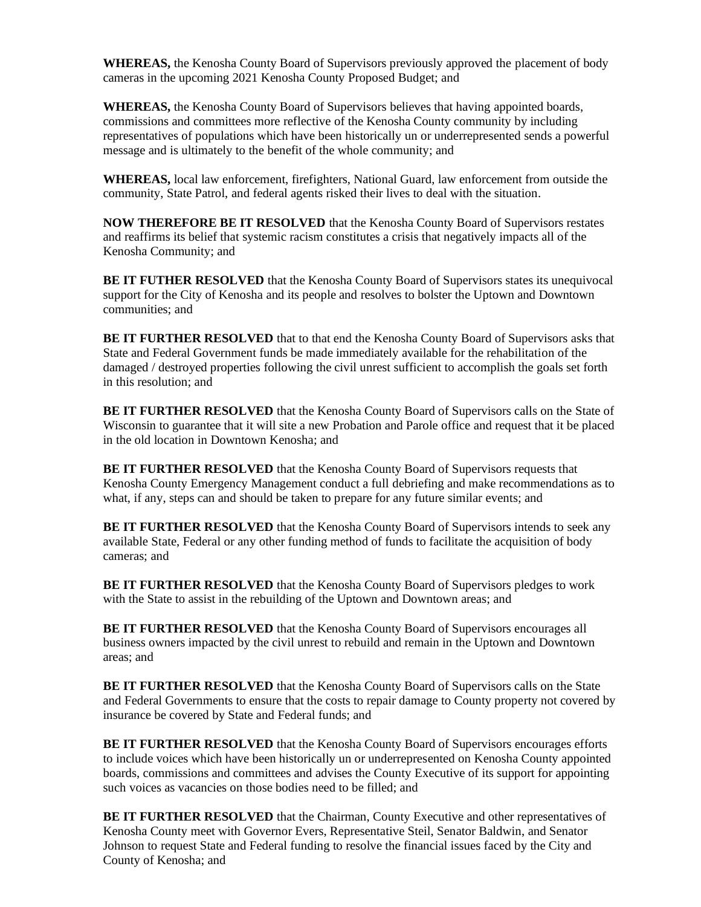**WHEREAS,** the Kenosha County Board of Supervisors previously approved the placement of body cameras in the upcoming 2021 Kenosha County Proposed Budget; and

**WHEREAS,** the Kenosha County Board of Supervisors believes that having appointed boards, commissions and committees more reflective of the Kenosha County community by including representatives of populations which have been historically un or underrepresented sends a powerful message and is ultimately to the benefit of the whole community; and

**WHEREAS,** local law enforcement, firefighters, National Guard, law enforcement from outside the community, State Patrol, and federal agents risked their lives to deal with the situation.

**NOW THEREFORE BE IT RESOLVED** that the Kenosha County Board of Supervisors restates and reaffirms its belief that systemic racism constitutes a crisis that negatively impacts all of the Kenosha Community; and

**BE IT FUTHER RESOLVED** that the Kenosha County Board of Supervisors states its unequivocal support for the City of Kenosha and its people and resolves to bolster the Uptown and Downtown communities; and

**BE IT FURTHER RESOLVED** that to that end the Kenosha County Board of Supervisors asks that State and Federal Government funds be made immediately available for the rehabilitation of the damaged / destroyed properties following the civil unrest sufficient to accomplish the goals set forth in this resolution; and

**BE IT FURTHER RESOLVED** that the Kenosha County Board of Supervisors calls on the State of Wisconsin to guarantee that it will site a new Probation and Parole office and request that it be placed in the old location in Downtown Kenosha; and

**BE IT FURTHER RESOLVED** that the Kenosha County Board of Supervisors requests that Kenosha County Emergency Management conduct a full debriefing and make recommendations as to what, if any, steps can and should be taken to prepare for any future similar events; and

**BE IT FURTHER RESOLVED** that the Kenosha County Board of Supervisors intends to seek any available State, Federal or any other funding method of funds to facilitate the acquisition of body cameras; and

**BE IT FURTHER RESOLVED** that the Kenosha County Board of Supervisors pledges to work with the State to assist in the rebuilding of the Uptown and Downtown areas; and

**BE IT FURTHER RESOLVED** that the Kenosha County Board of Supervisors encourages all business owners impacted by the civil unrest to rebuild and remain in the Uptown and Downtown areas; and

**BE IT FURTHER RESOLVED** that the Kenosha County Board of Supervisors calls on the State and Federal Governments to ensure that the costs to repair damage to County property not covered by insurance be covered by State and Federal funds; and

**BE IT FURTHER RESOLVED** that the Kenosha County Board of Supervisors encourages efforts to include voices which have been historically un or underrepresented on Kenosha County appointed boards, commissions and committees and advises the County Executive of its support for appointing such voices as vacancies on those bodies need to be filled; and

**BE IT FURTHER RESOLVED** that the Chairman, County Executive and other representatives of Kenosha County meet with Governor Evers, Representative Steil, Senator Baldwin, and Senator Johnson to request State and Federal funding to resolve the financial issues faced by the City and County of Kenosha; and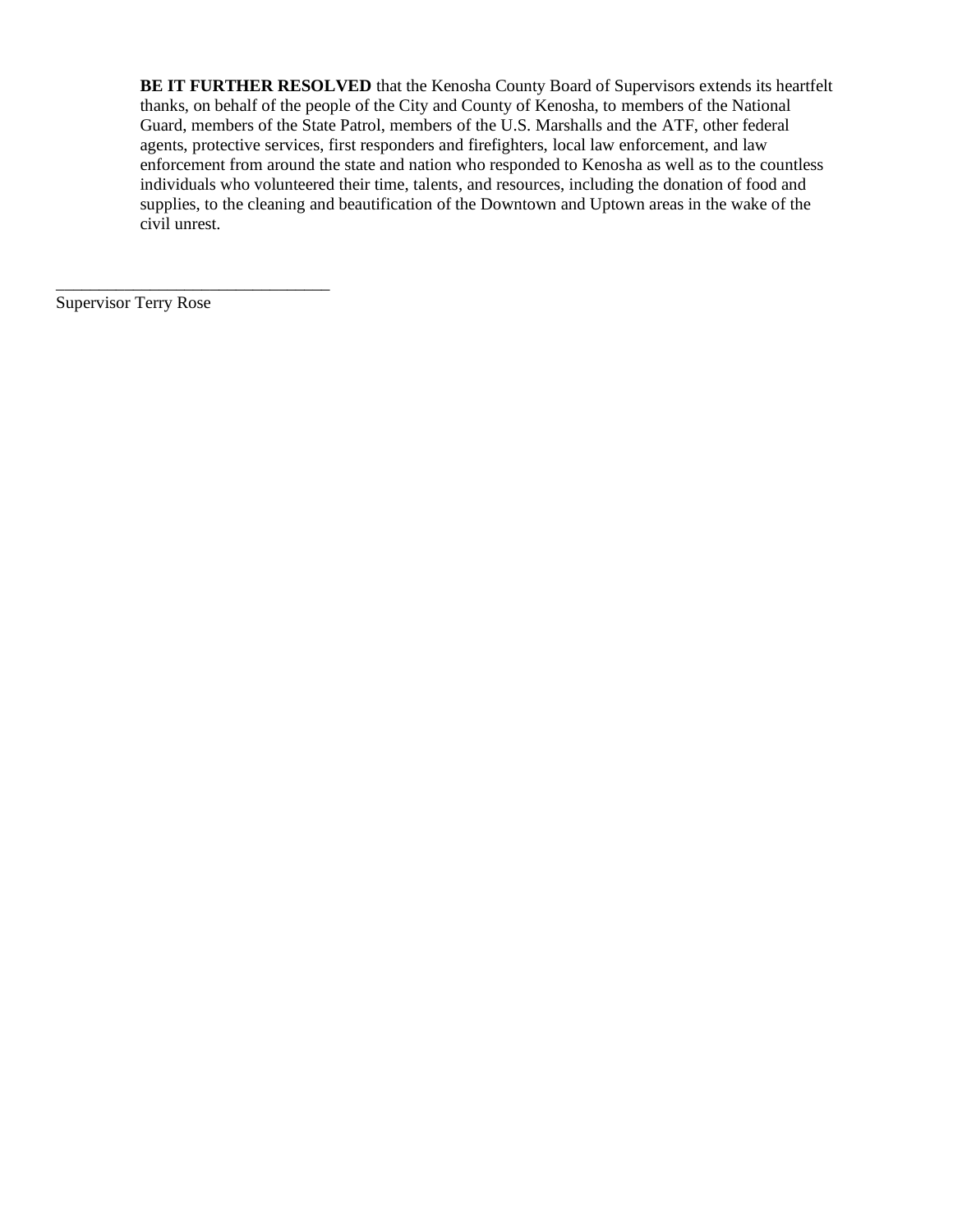**BE IT FURTHER RESOLVED** that the Kenosha County Board of Supervisors extends its heartfelt thanks, on behalf of the people of the City and County of Kenosha, to members of the National Guard, members of the State Patrol, members of the U.S. Marshalls and the ATF, other federal agents, protective services, first responders and firefighters, local law enforcement, and law enforcement from around the state and nation who responded to Kenosha as well as to the countless individuals who volunteered their time, talents, and resources, including the donation of food and supplies, to the cleaning and beautification of the Downtown and Uptown areas in the wake of the civil unrest.

_______________________________
Supervisor Terry Rose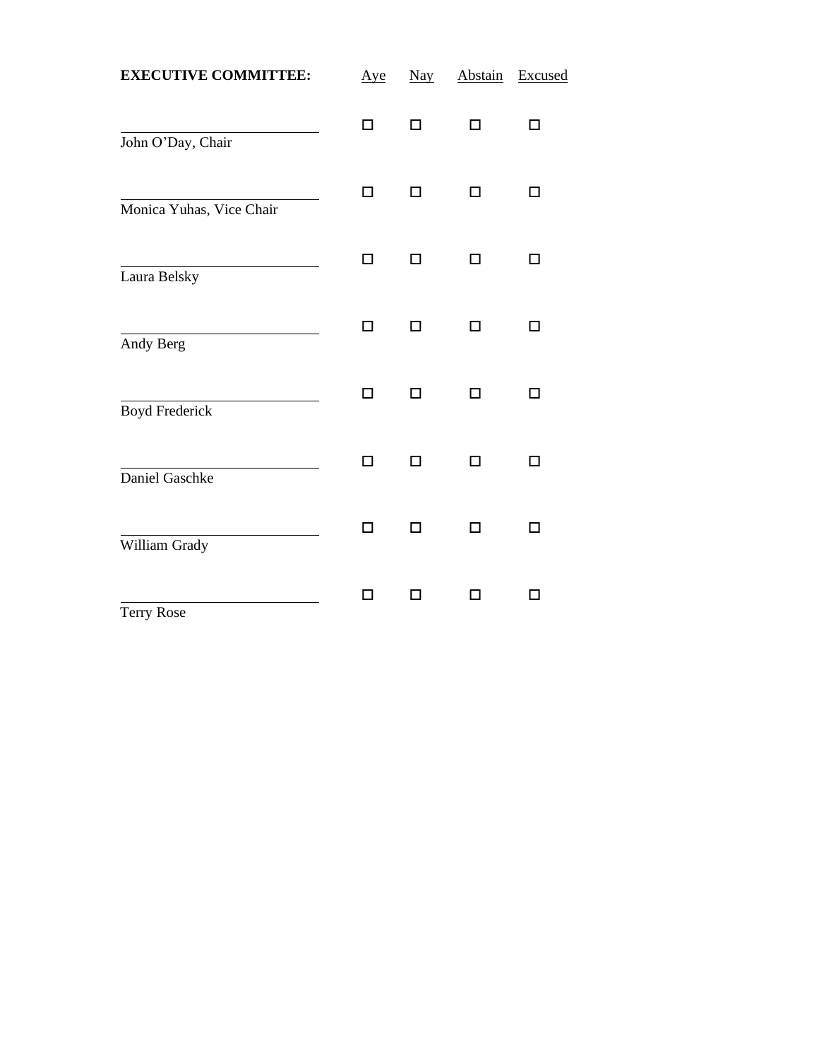| **EXECUTIVE COMMITTEE:** | Aye | Nay | Abstain | Excused |
| --- | --- | --- | --- | --- |
| ______________________ John O'Day, Chair | ☐ | ☐ | ☐ | ☐ |
| ______________________ Monica Yuhas, Vice Chair | ☐ | ☐ | ☐ | ☐ |
| ______________________ Laura Belsky | ☐ | ☐ | ☐ | ☐ |
| ______________________ Andy Berg | ☐ | ☐ | ☐ | ☐ |
| ______________________ Boyd Frederick | ☐ | ☐ | ☐ | ☐ |
| ______________________ Daniel Gaschke | ☐ | ☐ | ☐ | ☐ |
| ______________________ William Grady | ☐ | ☐ | ☐ | ☐ |
| ______________________ Terry Rose | ☐ | ☐ | ☐ | ☐ |